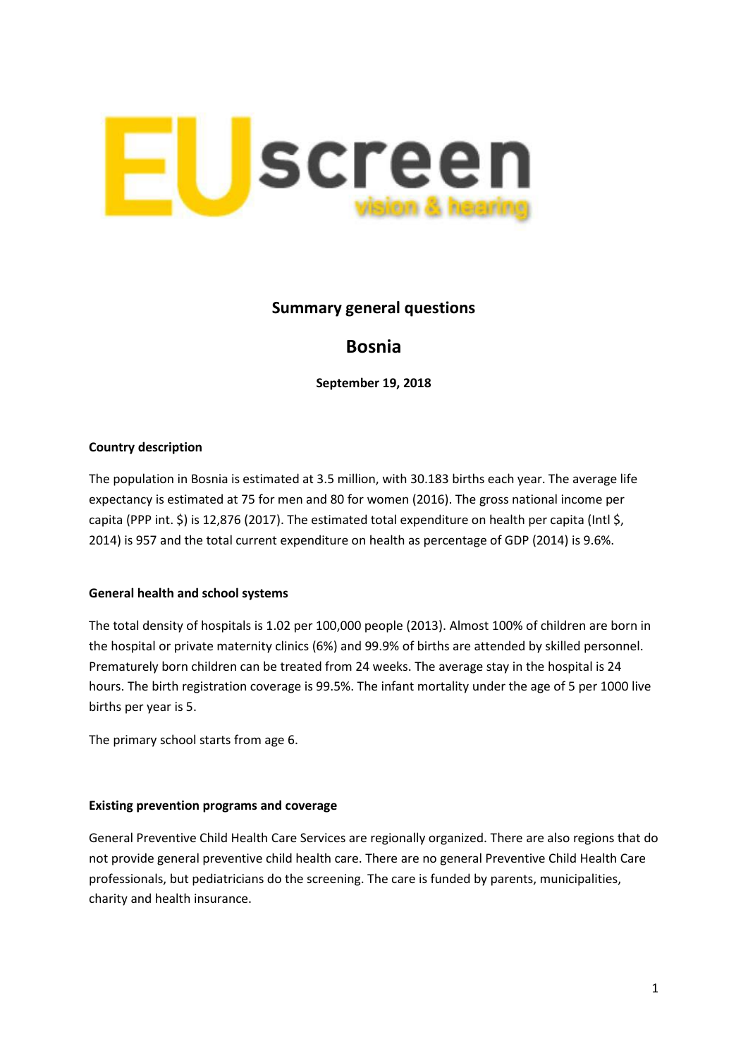EUscreen vision & hearing

## Summary general questions

# Bosnia

**September 19, 2018**

**Country description**

The population in Bosnia is estimated at 3.5 million, with 30.183 births each year. The average life expectancy is estimated at 75 for men and 80 for women (2016). The gross national income per capita (PPP int. $) is 12,876 (2017). The estimated total expenditure on health per capita (Intl $, 2014) is 957 and the total current expenditure on health as percentage of GDP (2014) is 9.6%.

**General health and school systems**

The total density of hospitals is 1.02 per 100,000 people (2013). Almost 100% of children are born in the hospital or private maternity clinics (6%) and 99.9% of births are attended by skilled personnel. Prematurely born children can be treated from 24 weeks. The average stay in the hospital is 24 hours. The birth registration coverage is 99.5%. The infant mortality under the age of 5 per 1000 live births per year is 5.

The primary school starts from age 6.

**Existing prevention programs and coverage**

General Preventive Child Health Care Services are regionally organized. There are also regions that do not provide general preventive child health care. There are no general Preventive Child Health Care professionals, but pediatricians do the screening. The care is funded by parents, municipalities, charity and health insurance.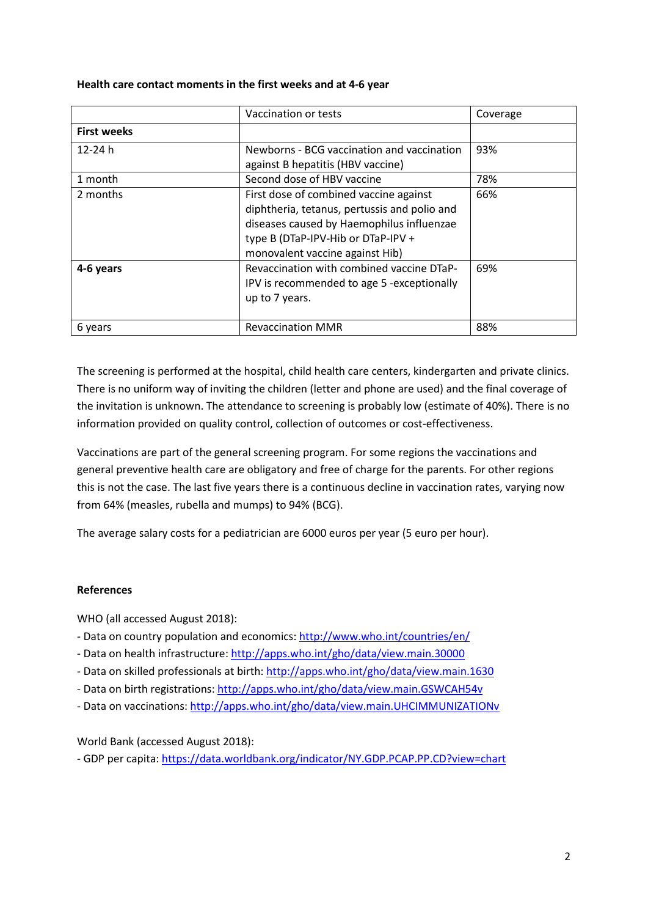**Health care contact moments in the first weeks and at 4-6 year**

| | Vaccination or tests | Coverage |
|---|---|---|
| **First weeks** | | |
| 12-24 h | Newborns - BCG vaccination and vaccination against B hepatitis (HBV vaccine) | 93% |
| 1 month | Second dose of HBV vaccine | 78% |
| 2 months | First dose of combined vaccine against diphtheria, tetanus, pertussis and polio and diseases caused by Haemophilus influenzae type B (DTaP-IPV-Hib or DTaP-IPV + monovalent vaccine against Hib) | 66% |
| **4-6 years** | Revaccination with combined vaccine DTaP-IPV is recommended to age 5 -exceptionally up to 7 years. | 69% |
| 6 years | Revaccination MMR | 88% |

The screening is performed at the hospital, child health care centers, kindergarten and private clinics. There is no uniform way of inviting the children (letter and phone are used) and the final coverage of the invitation is unknown. The attendance to screening is probably low (estimate of 40%). There is no information provided on quality control, collection of outcomes or cost-effectiveness.

Vaccinations are part of the general screening program. For some regions the vaccinations and general preventive health care are obligatory and free of charge for the parents. For other regions this is not the case. The last five years there is a continuous decline in vaccination rates, varying now from 64% (measles, rubella and mumps) to 94% (BCG).

The average salary costs for a pediatrician are 6000 euros per year (5 euro per hour).

**References**

WHO (all accessed August 2018):

- Data on country population and economics: http://www.who.int/countries/en/
- Data on health infrastructure: http://apps.who.int/gho/data/view.main.30000
- Data on skilled professionals at birth: http://apps.who.int/gho/data/view.main.1630
- Data on birth registrations: http://apps.who.int/gho/data/view.main.GSWCAH54v
- Data on vaccinations: http://apps.who.int/gho/data/view.main.UHCIMMUNIZATIONv

World Bank (accessed August 2018):

- GDP per capita: https://data.worldbank.org/indicator/NY.GDP.PCAP.PP.CD?view=chart